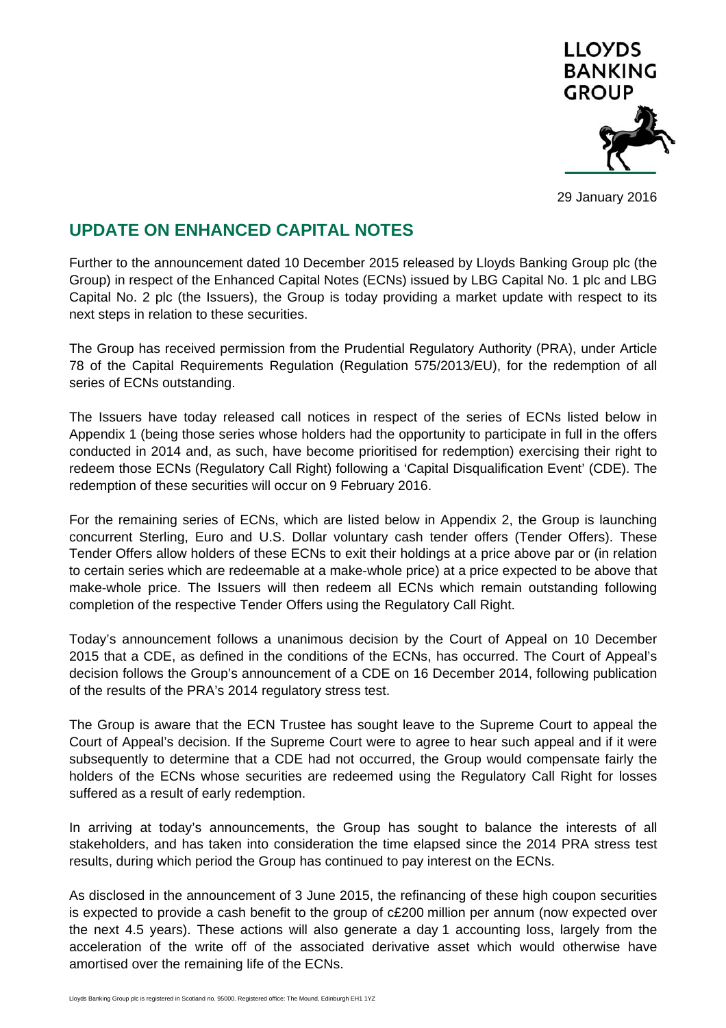LLOYDS BANKING GROUP

29 January 2016

## UPDATE ON ENHANCED CAPITAL NOTES

Further to the announcement dated 10 December 2015 released by Lloyds Banking Group plc (the Group) in respect of the Enhanced Capital Notes (ECNs) issued by LBG Capital No. 1 plc and LBG Capital No. 2 plc (the Issuers), the Group is today providing a market update with respect to its next steps in relation to these securities.

The Group has received permission from the Prudential Regulatory Authority (PRA), under Article 78 of the Capital Requirements Regulation (Regulation 575/2013/EU), for the redemption of all series of ECNs outstanding.

The Issuers have today released call notices in respect of the series of ECNs listed below in Appendix 1 (being those series whose holders had the opportunity to participate in full in the offers conducted in 2014 and, as such, have become prioritised for redemption) exercising their right to redeem those ECNs (Regulatory Call Right) following a 'Capital Disqualification Event' (CDE). The redemption of these securities will occur on 9 February 2016.

For the remaining series of ECNs, which are listed below in Appendix 2, the Group is launching concurrent Sterling, Euro and U.S. Dollar voluntary cash tender offers (Tender Offers). These Tender Offers allow holders of these ECNs to exit their holdings at a price above par or (in relation to certain series which are redeemable at a make-whole price) at a price expected to be above that make-whole price. The Issuers will then redeem all ECNs which remain outstanding following completion of the respective Tender Offers using the Regulatory Call Right.

Today's announcement follows a unanimous decision by the Court of Appeal on 10 December 2015 that a CDE, as defined in the conditions of the ECNs, has occurred. The Court of Appeal's decision follows the Group's announcement of a CDE on 16 December 2014, following publication of the results of the PRA's 2014 regulatory stress test.

The Group is aware that the ECN Trustee has sought leave to the Supreme Court to appeal the Court of Appeal's decision. If the Supreme Court were to agree to hear such appeal and if it were subsequently to determine that a CDE had not occurred, the Group would compensate fairly the holders of the ECNs whose securities are redeemed using the Regulatory Call Right for losses suffered as a result of early redemption.

In arriving at today's announcements, the Group has sought to balance the interests of all stakeholders, and has taken into consideration the time elapsed since the 2014 PRA stress test results, during which period the Group has continued to pay interest on the ECNs.

As disclosed in the announcement of 3 June 2015, the refinancing of these high coupon securities is expected to provide a cash benefit to the group of c£200 million per annum (now expected over the next 4.5 years). These actions will also generate a day 1 accounting loss, largely from the acceleration of the write off of the associated derivative asset which would otherwise have amortised over the remaining life of the ECNs.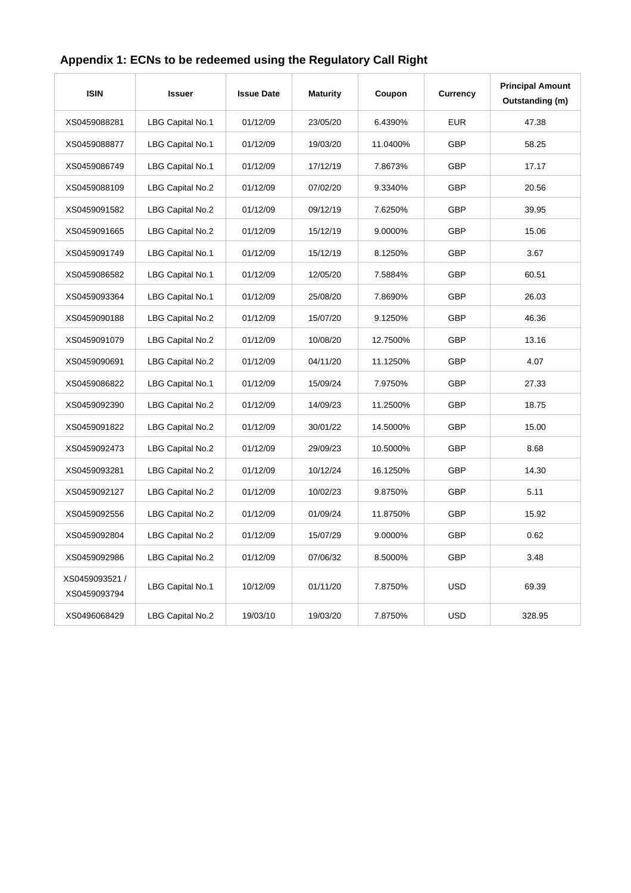## Appendix 1: ECNs to be redeemed using the Regulatory Call Right

| ISIN | Issuer | Issue Date | Maturity | Coupon | Currency | Principal Amount Outstanding (m) |
|---|---|---|---|---|---|---|
| XS0459088281 | LBG Capital No.1 | 01/12/09 | 23/05/20 | 6.4390% | EUR | 47.38 |
| XS0459088877 | LBG Capital No.1 | 01/12/09 | 19/03/20 | 11.0400% | GBP | 58.25 |
| XS0459086749 | LBG Capital No.1 | 01/12/09 | 17/12/19 | 7.8673% | GBP | 17.17 |
| XS0459088109 | LBG Capital No.2 | 01/12/09 | 07/02/20 | 9.3340% | GBP | 20.56 |
| XS0459091582 | LBG Capital No.2 | 01/12/09 | 09/12/19 | 7.6250% | GBP | 39.95 |
| XS0459091665 | LBG Capital No.2 | 01/12/09 | 15/12/19 | 9.0000% | GBP | 15.06 |
| XS0459091749 | LBG Capital No.1 | 01/12/09 | 15/12/19 | 8.1250% | GBP | 3.67 |
| XS0459086582 | LBG Capital No.1 | 01/12/09 | 12/05/20 | 7.5884% | GBP | 60.51 |
| XS0459093364 | LBG Capital No.1 | 01/12/09 | 25/08/20 | 7.8690% | GBP | 26.03 |
| XS0459090188 | LBG Capital No.2 | 01/12/09 | 15/07/20 | 9.1250% | GBP | 46.36 |
| XS0459091079 | LBG Capital No.2 | 01/12/09 | 10/08/20 | 12.7500% | GBP | 13.16 |
| XS0459090691 | LBG Capital No.2 | 01/12/09 | 04/11/20 | 11.1250% | GBP | 4.07 |
| XS0459086822 | LBG Capital No.1 | 01/12/09 | 15/09/24 | 7.9750% | GBP | 27.33 |
| XS0459092390 | LBG Capital No.2 | 01/12/09 | 14/09/23 | 11.2500% | GBP | 18.75 |
| XS0459091822 | LBG Capital No.2 | 01/12/09 | 30/01/22 | 14.5000% | GBP | 15.00 |
| XS0459092473 | LBG Capital No.2 | 01/12/09 | 29/09/23 | 10.5000% | GBP | 8.68 |
| XS0459093281 | LBG Capital No.2 | 01/12/09 | 10/12/24 | 16.1250% | GBP | 14.30 |
| XS0459092127 | LBG Capital No.2 | 01/12/09 | 10/02/23 | 9.8750% | GBP | 5.11 |
| XS0459092556 | LBG Capital No.2 | 01/12/09 | 01/09/24 | 11.8750% | GBP | 15.92 |
| XS0459092804 | LBG Capital No.2 | 01/12/09 | 15/07/29 | 9.0000% | GBP | 0.62 |
| XS0459092986 | LBG Capital No.2 | 01/12/09 | 07/06/32 | 8.5000% | GBP | 3.48 |
| XS0459093521 / XS0459093794 | LBG Capital No.1 | 10/12/09 | 01/11/20 | 7.8750% | USD | 69.39 |
| XS0496068429 | LBG Capital No.2 | 19/03/10 | 19/03/20 | 7.8750% | USD | 328.95 |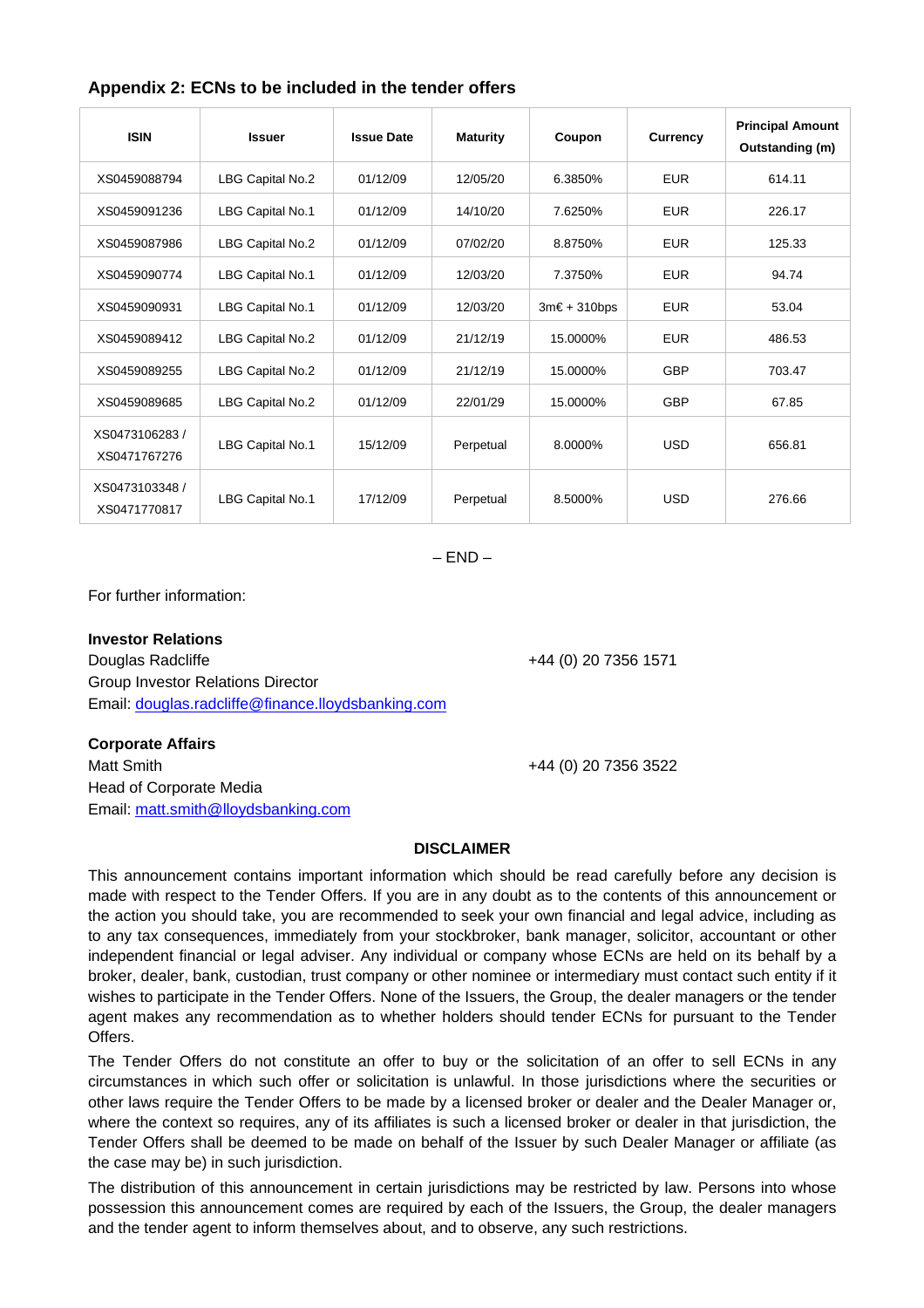## Appendix 2: ECNs to be included in the tender offers

| ISIN | Issuer | Issue Date | Maturity | Coupon | Currency | Principal Amount Outstanding (m) |
|---|---|---|---|---|---|---|
| XS0459088794 | LBG Capital No.2 | 01/12/09 | 12/05/20 | 6.3850% | EUR | 614.11 |
| XS0459091236 | LBG Capital No.1 | 01/12/09 | 14/10/20 | 7.6250% | EUR | 226.17 |
| XS0459087986 | LBG Capital No.2 | 01/12/09 | 07/02/20 | 8.8750% | EUR | 125.33 |
| XS0459090774 | LBG Capital No.1 | 01/12/09 | 12/03/20 | 7.3750% | EUR | 94.74 |
| XS0459090931 | LBG Capital No.1 | 01/12/09 | 12/03/20 | 3m€ + 310bps | EUR | 53.04 |
| XS0459089412 | LBG Capital No.2 | 01/12/09 | 21/12/19 | 15.0000% | EUR | 486.53 |
| XS0459089255 | LBG Capital No.2 | 01/12/09 | 21/12/19 | 15.0000% | GBP | 703.47 |
| XS0459089685 | LBG Capital No.2 | 01/12/09 | 22/01/29 | 15.0000% | GBP | 67.85 |
| XS0473106283 / XS0471767276 | LBG Capital No.1 | 15/12/09 | Perpetual | 8.0000% | USD | 656.81 |
| XS0473103348 / XS0471770817 | LBG Capital No.1 | 17/12/09 | Perpetual | 8.5000% | USD | 276.66 |

– END –

For further information:

**Investor Relations**
Douglas Radcliffe +44 (0) 20 7356 1571
Group Investor Relations Director
Email: douglas.radcliffe@finance.lloydsbanking.com

**Corporate Affairs**
Matt Smith +44 (0) 20 7356 3522
Head of Corporate Media
Email: matt.smith@lloydsbanking.com

**DISCLAIMER**

This announcement contains important information which should be read carefully before any decision is made with respect to the Tender Offers. If you are in any doubt as to the contents of this announcement or the action you should take, you are recommended to seek your own financial and legal advice, including as to any tax consequences, immediately from your stockbroker, bank manager, solicitor, accountant or other independent financial or legal adviser. Any individual or company whose ECNs are held on its behalf by a broker, dealer, bank, custodian, trust company or other nominee or intermediary must contact such entity if it wishes to participate in the Tender Offers. None of the Issuers, the Group, the dealer managers or the tender agent makes any recommendation as to whether holders should tender ECNs for pursuant to the Tender Offers.

The Tender Offers do not constitute an offer to buy or the solicitation of an offer to sell ECNs in any circumstances in which such offer or solicitation is unlawful. In those jurisdictions where the securities or other laws require the Tender Offers to be made by a licensed broker or dealer and the Dealer Manager or, where the context so requires, any of its affiliates is such a licensed broker or dealer in that jurisdiction, the Tender Offers shall be deemed to be made on behalf of the Issuer by such Dealer Manager or affiliate (as the case may be) in such jurisdiction.

The distribution of this announcement in certain jurisdictions may be restricted by law. Persons into whose possession this announcement comes are required by each of the Issuers, the Group, the dealer managers and the tender agent to inform themselves about, and to observe, any such restrictions.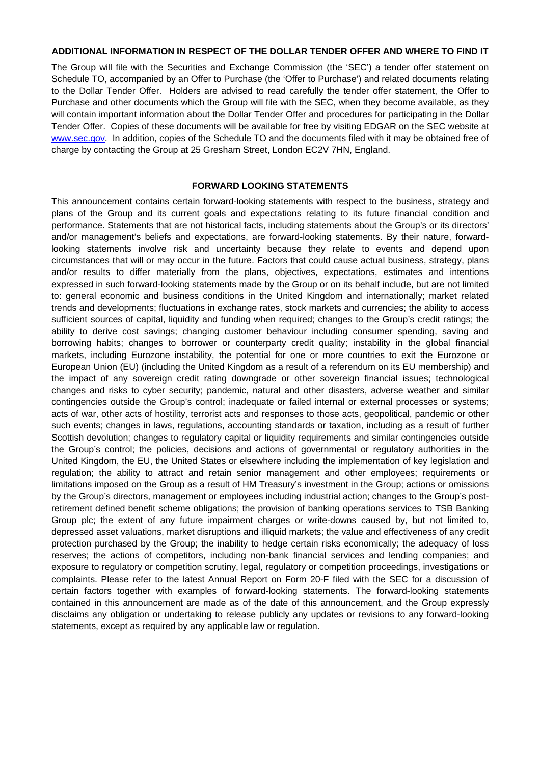**ADDITIONAL INFORMATION IN RESPECT OF THE DOLLAR TENDER OFFER AND WHERE TO FIND IT**

The Group will file with the Securities and Exchange Commission (the 'SEC') a tender offer statement on Schedule TO, accompanied by an Offer to Purchase (the 'Offer to Purchase') and related documents relating to the Dollar Tender Offer. Holders are advised to read carefully the tender offer statement, the Offer to Purchase and other documents which the Group will file with the SEC, when they become available, as they will contain important information about the Dollar Tender Offer and procedures for participating in the Dollar Tender Offer. Copies of these documents will be available for free by visiting EDGAR on the SEC website at www.sec.gov. In addition, copies of the Schedule TO and the documents filed with it may be obtained free of charge by contacting the Group at 25 Gresham Street, London EC2V 7HN, England.

**FORWARD LOOKING STATEMENTS**

This announcement contains certain forward-looking statements with respect to the business, strategy and plans of the Group and its current goals and expectations relating to its future financial condition and performance. Statements that are not historical facts, including statements about the Group's or its directors' and/or management's beliefs and expectations, are forward-looking statements. By their nature, forward-looking statements involve risk and uncertainty because they relate to events and depend upon circumstances that will or may occur in the future. Factors that could cause actual business, strategy, plans and/or results to differ materially from the plans, objectives, expectations, estimates and intentions expressed in such forward-looking statements made by the Group or on its behalf include, but are not limited to: general economic and business conditions in the United Kingdom and internationally; market related trends and developments; fluctuations in exchange rates, stock markets and currencies; the ability to access sufficient sources of capital, liquidity and funding when required; changes to the Group's credit ratings; the ability to derive cost savings; changing customer behaviour including consumer spending, saving and borrowing habits; changes to borrower or counterparty credit quality; instability in the global financial markets, including Eurozone instability, the potential for one or more countries to exit the Eurozone or European Union (EU) (including the United Kingdom as a result of a referendum on its EU membership) and the impact of any sovereign credit rating downgrade or other sovereign financial issues; technological changes and risks to cyber security; pandemic, natural and other disasters, adverse weather and similar contingencies outside the Group's control; inadequate or failed internal or external processes or systems; acts of war, other acts of hostility, terrorist acts and responses to those acts, geopolitical, pandemic or other such events; changes in laws, regulations, accounting standards or taxation, including as a result of further Scottish devolution; changes to regulatory capital or liquidity requirements and similar contingencies outside the Group's control; the policies, decisions and actions of governmental or regulatory authorities in the United Kingdom, the EU, the United States or elsewhere including the implementation of key legislation and regulation; the ability to attract and retain senior management and other employees; requirements or limitations imposed on the Group as a result of HM Treasury's investment in the Group; actions or omissions by the Group's directors, management or employees including industrial action; changes to the Group's post-retirement defined benefit scheme obligations; the provision of banking operations services to TSB Banking Group plc; the extent of any future impairment charges or write-downs caused by, but not limited to, depressed asset valuations, market disruptions and illiquid markets; the value and effectiveness of any credit protection purchased by the Group; the inability to hedge certain risks economically; the adequacy of loss reserves; the actions of competitors, including non-bank financial services and lending companies; and exposure to regulatory or competition scrutiny, legal, regulatory or competition proceedings, investigations or complaints. Please refer to the latest Annual Report on Form 20-F filed with the SEC for a discussion of certain factors together with examples of forward-looking statements. The forward-looking statements contained in this announcement are made as of the date of this announcement, and the Group expressly disclaims any obligation or undertaking to release publicly any updates or revisions to any forward-looking statements, except as required by any applicable law or regulation.